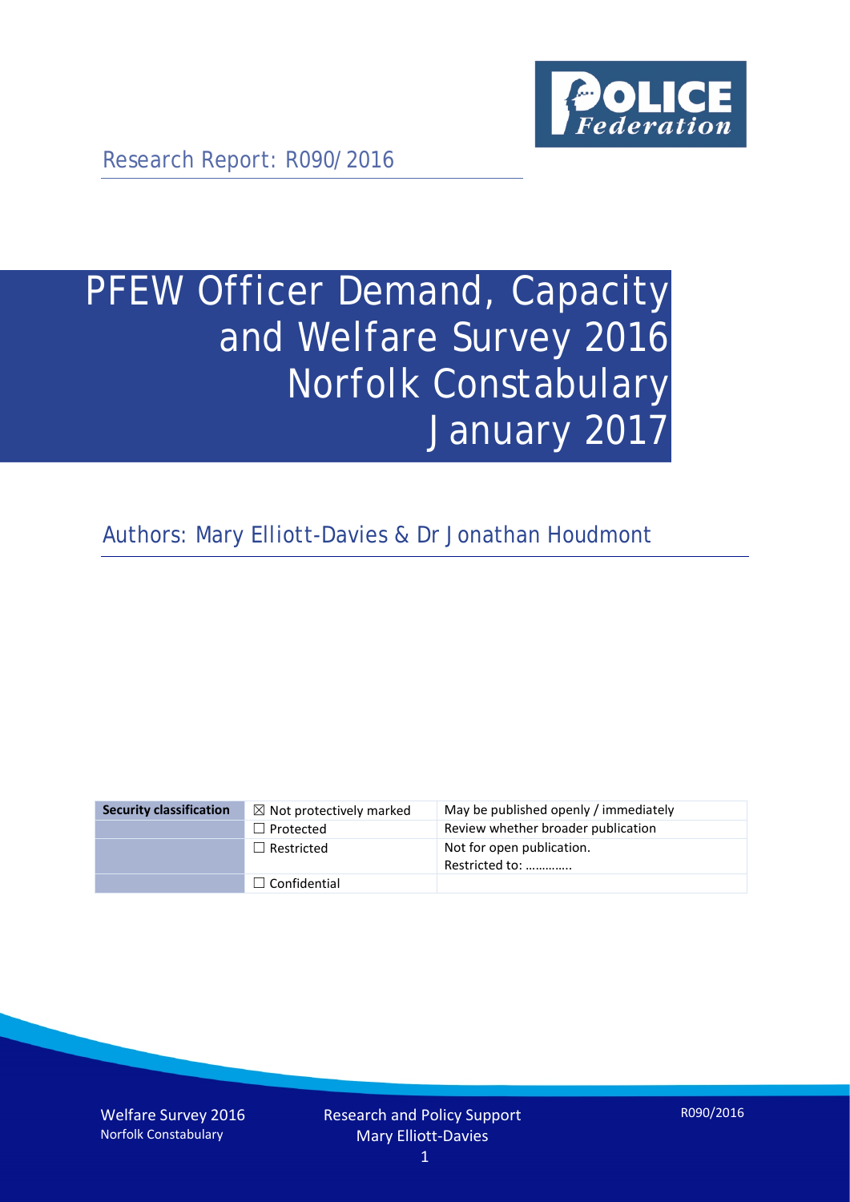Research Report: R090/2016

# PFEW Officer Demand, Capacity and Welfare Survey 2016 Norfolk Constabulary January 2017

Authors: Mary Elliott-Davies & Dr Jonathan Houdmont

| Security classification | ☒ Not protectively marked | May be published openly / immediately |
|---|---|---|
| | ☐ Protected | Review whether broader publication |
| | ☐ Restricted | Not for open publication. Restricted to: ………….. |
| | ☐ Confidential | |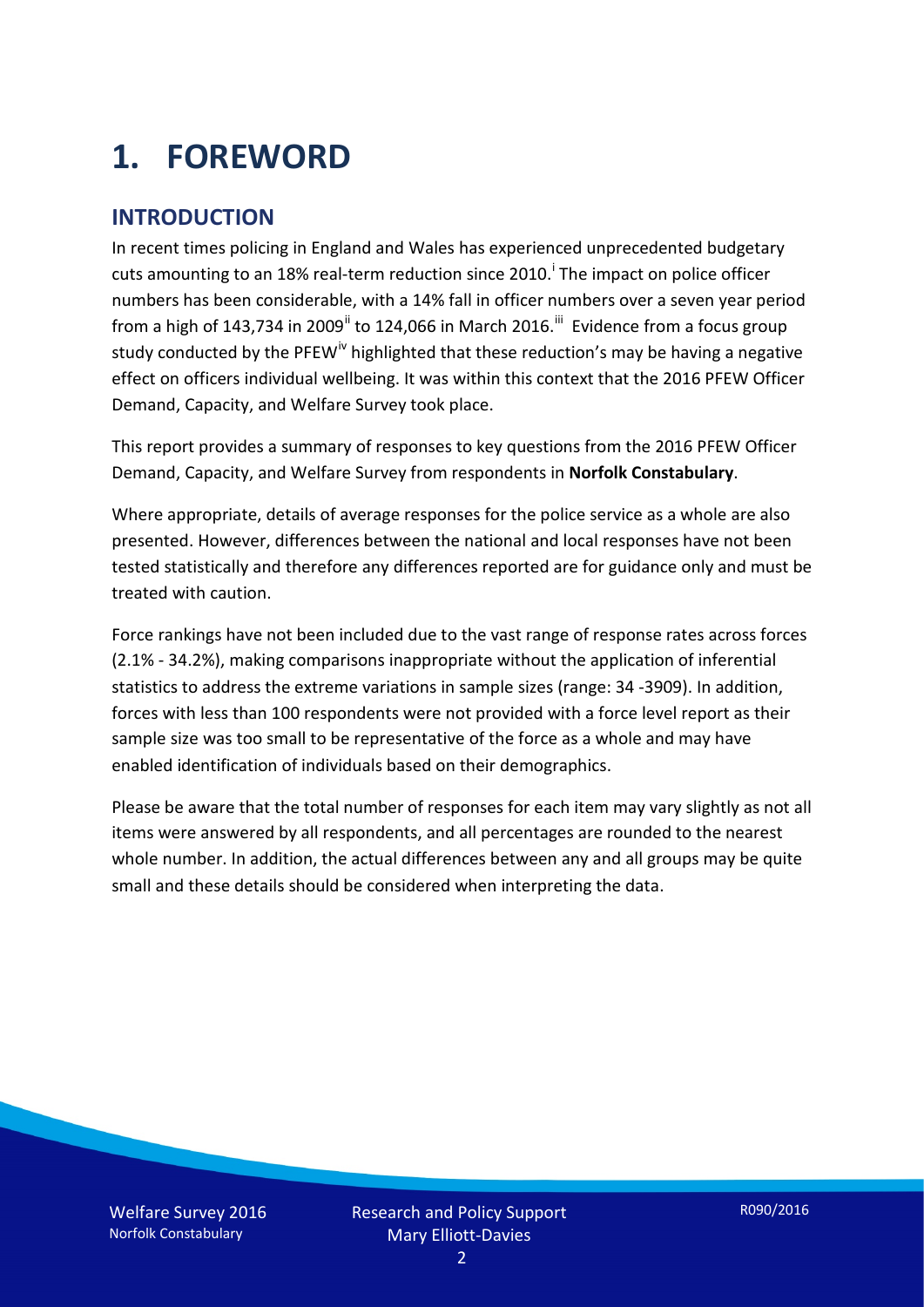# 1. FOREWORD

## INTRODUCTION

In recent times policing in England and Wales has experienced unprecedented budgetary cuts amounting to an 18% real-term reduction since 2010.[i] The impact on police officer numbers has been considerable, with a 14% fall in officer numbers over a seven year period from a high of 143,734 in 2009[ii] to 124,066 in March 2016.[iii] Evidence from a focus group study conducted by the PFEW[iv] highlighted that these reduction's may be having a negative effect on officers individual wellbeing. It was within this context that the 2016 PFEW Officer Demand, Capacity, and Welfare Survey took place.

This report provides a summary of responses to key questions from the 2016 PFEW Officer Demand, Capacity, and Welfare Survey from respondents in **Norfolk Constabulary**.

Where appropriate, details of average responses for the police service as a whole are also presented. However, differences between the national and local responses have not been tested statistically and therefore any differences reported are for guidance only and must be treated with caution.

Force rankings have not been included due to the vast range of response rates across forces (2.1% - 34.2%), making comparisons inappropriate without the application of inferential statistics to address the extreme variations in sample sizes (range: 34 -3909). In addition, forces with less than 100 respondents were not provided with a force level report as their sample size was too small to be representative of the force as a whole and may have enabled identification of individuals based on their demographics.

Please be aware that the total number of responses for each item may vary slightly as not all items were answered by all respondents, and all percentages are rounded to the nearest whole number. In addition, the actual differences between any and all groups may be quite small and these details should be considered when interpreting the data.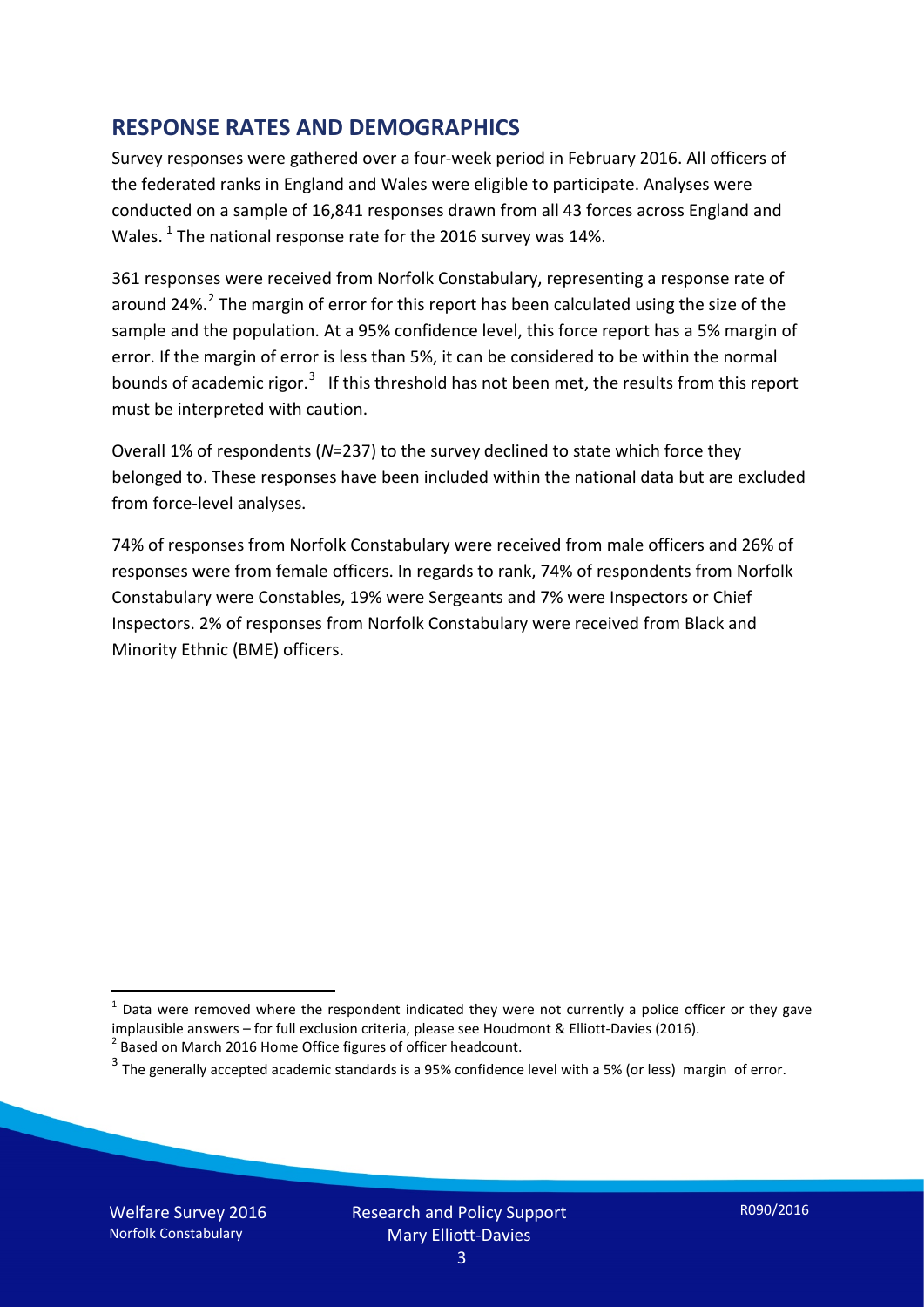## RESPONSE RATES AND DEMOGRAPHICS

Survey responses were gathered over a four-week period in February 2016. All officers of the federated ranks in England and Wales were eligible to participate. Analyses were conducted on a sample of 16,841 responses drawn from all 43 forces across England and Wales. [1] The national response rate for the 2016 survey was 14%.

361 responses were received from Norfolk Constabulary, representing a response rate of around 24%.[2] The margin of error for this report has been calculated using the size of the sample and the population. At a 95% confidence level, this force report has a 5% margin of error. If the margin of error is less than 5%, it can be considered to be within the normal bounds of academic rigor.[3] If this threshold has not been met, the results from this report must be interpreted with caution.

Overall 1% of respondents (*N*=237) to the survey declined to state which force they belonged to. These responses have been included within the national data but are excluded from force-level analyses.

74% of responses from Norfolk Constabulary were received from male officers and 26% of responses were from female officers. In regards to rank, 74% of respondents from Norfolk Constabulary were Constables, 19% were Sergeants and 7% were Inspectors or Chief Inspectors. 2% of responses from Norfolk Constabulary were received from Black and Minority Ethnic (BME) officers.

---

[1] Data were removed where the respondent indicated they were not currently a police officer or they gave implausible answers – for full exclusion criteria, please see Houdmont & Elliott-Davies (2016).

[2] Based on March 2016 Home Office figures of officer headcount.

[3] The generally accepted academic standards is a 95% confidence level with a 5% (or less) margin of error.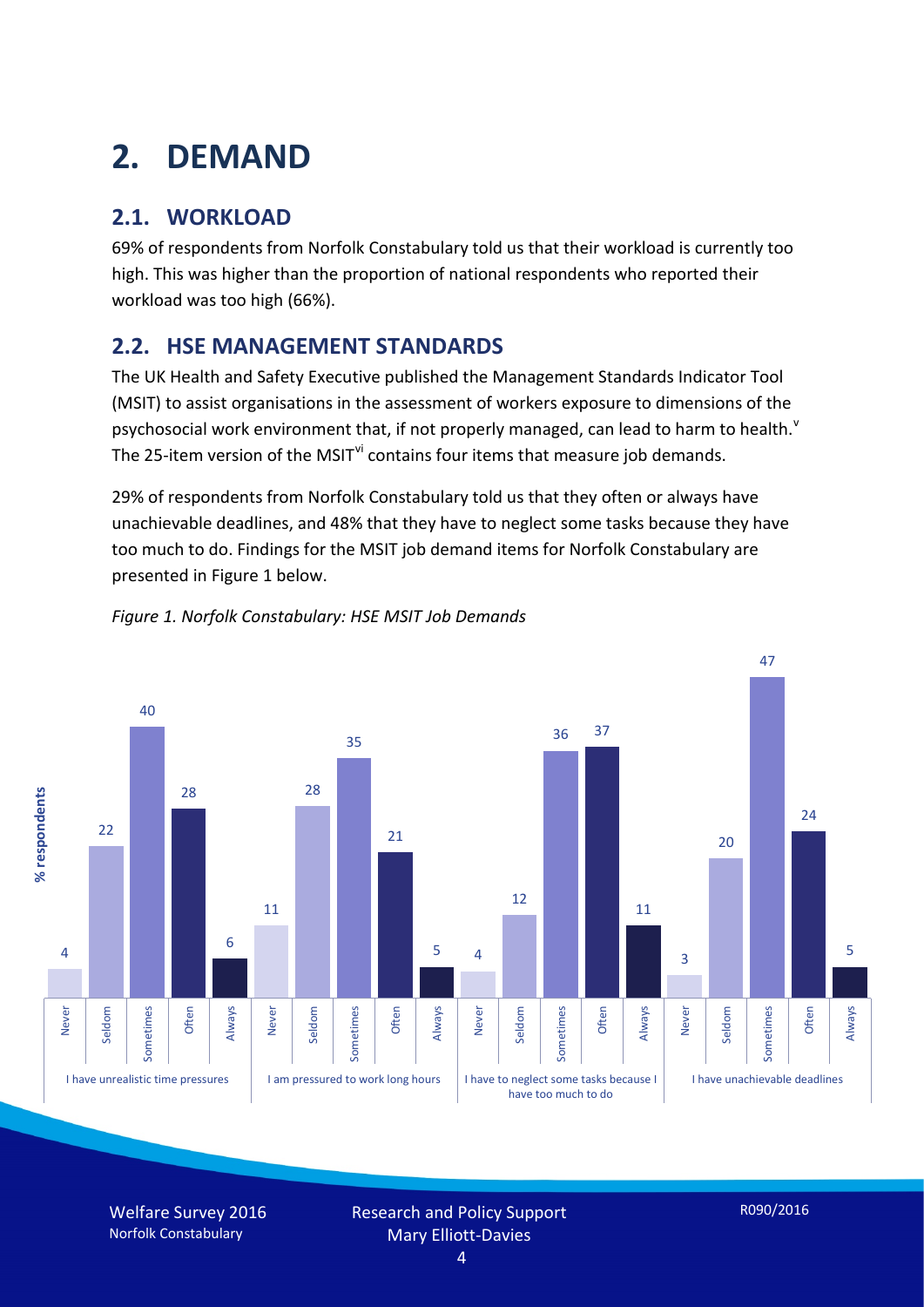# 2. DEMAND

## 2.1. WORKLOAD

69% of respondents from Norfolk Constabulary told us that their workload is currently too high. This was higher than the proportion of national respondents who reported their workload was too high (66%).

## 2.2. HSE MANAGEMENT STANDARDS

The UK Health and Safety Executive published the Management Standards Indicator Tool (MSIT) to assist organisations in the assessment of workers exposure to dimensions of the psychosocial work environment that, if not properly managed, can lead to harm to health.[v] The 25-item version of the MSIT[vi] contains four items that measure job demands.

29% of respondents from Norfolk Constabulary told us that they often or always have unachievable deadlines, and 48% that they have to neglect some tasks because they have too much to do. Findings for the MSIT job demand items for Norfolk Constabulary are presented in Figure 1 below.

*Figure 1. Norfolk Constabulary: HSE MSIT Job Demands*

| % respondents | Never | Seldom | Sometimes | Often | Always |
|---|---|---|---|---|---|
| I have unrealistic time pressures | 4 | 22 | 40 | 28 | 6 |
| I am pressured to work long hours | 11 | 28 | 35 | 21 | 5 |
| I have to neglect some tasks because I have too much to do | 4 | 12 | 36 | 37 | 11 |
| I have unachievable deadlines | 3 | 20 | 47 | 24 | 5 |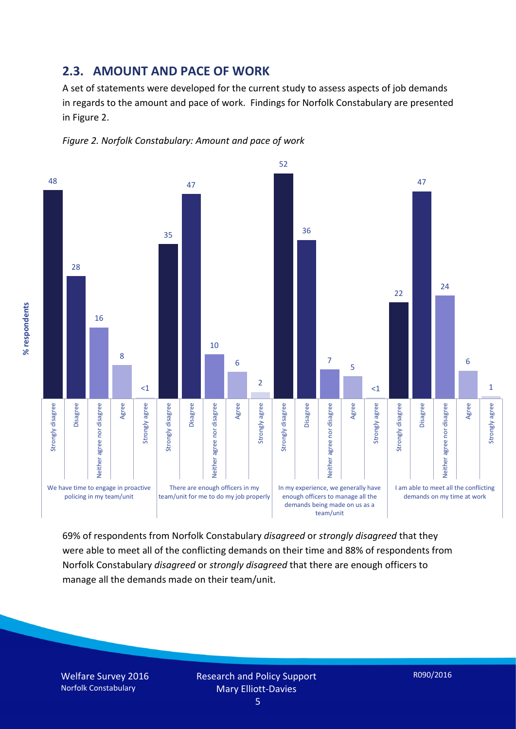## 2.3. AMOUNT AND PACE OF WORK

A set of statements were developed for the current study to assess aspects of job demands in regards to the amount and pace of work. Findings for Norfolk Constabulary are presented in Figure 2.

*Figure 2. Norfolk Constabulary: Amount and pace of work*

| Statement | Strongly disagree | Disagree | Neither agree nor disagree | Agree | Strongly agree |
|---|---|---|---|---|---|
| We have time to engage in proactive policing in my team/unit | 48 | 28 | 16 | 8 | <1 |
| There are enough officers in my team/unit for me to do my job properly | 35 | 47 | 10 | 6 | 2 |
| In my experience, we generally have enough officers to manage all the demands being made on us as a team/unit | 52 | 36 | 7 | 5 | <1 |
| I am able to meet all the conflicting demands on my time at work | 22 | 47 | 24 | 6 | 1 |

69% of respondents from Norfolk Constabulary *disagreed* or *strongly disagreed* that they were able to meet all of the conflicting demands on their time and 88% of respondents from Norfolk Constabulary *disagreed* or *strongly disagreed* that there are enough officers to manage all the demands made on their team/unit.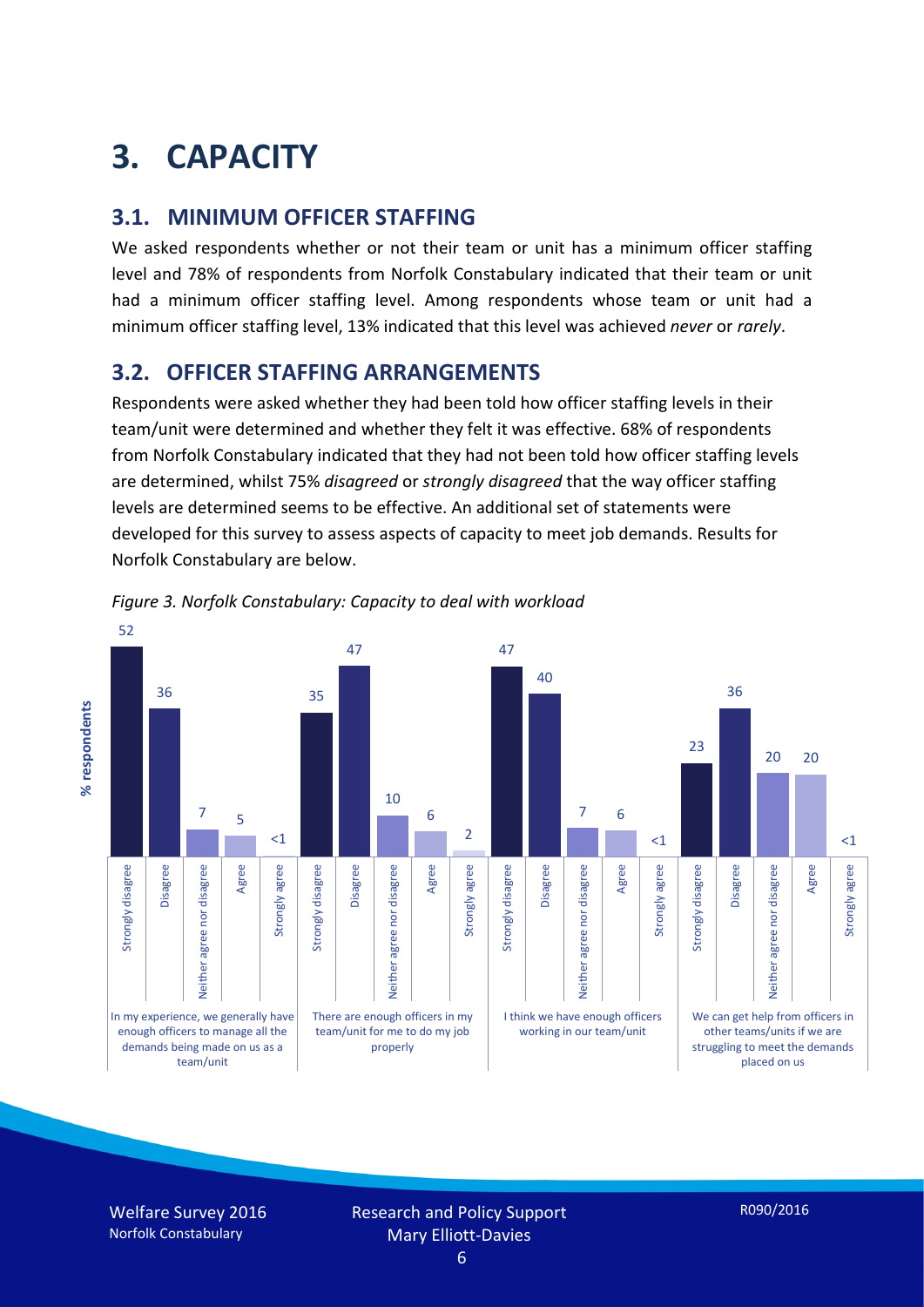# 3. CAPACITY

## 3.1. MINIMUM OFFICER STAFFING

We asked respondents whether or not their team or unit has a minimum officer staffing level and 78% of respondents from Norfolk Constabulary indicated that their team or unit had a minimum officer staffing level. Among respondents whose team or unit had a minimum officer staffing level, 13% indicated that this level was achieved *never* or *rarely*.

## 3.2. OFFICER STAFFING ARRANGEMENTS

Respondents were asked whether they had been told how officer staffing levels in their team/unit were determined and whether they felt it was effective. 68% of respondents from Norfolk Constabulary indicated that they had not been told how officer staffing levels are determined, whilst 75% *disagreed* or *strongly disagreed* that the way officer staffing levels are determined seems to be effective. An additional set of statements were developed for this survey to assess aspects of capacity to meet job demands. Results for Norfolk Constabulary are below.

*Figure 3. Norfolk Constabulary: Capacity to deal with workload*

| % respondents | Strongly disagree | Disagree | Neither agree nor disagree | Agree | Strongly agree |
|---|---|---|---|---|---|
| In my experience, we generally have enough officers to manage all the demands being made on us as a team/unit | 52 | 36 | 7 | 5 | <1 |
| There are enough officers in my team/unit for me to do my job properly | 35 | 47 | 10 | 6 | 2 |
| I think we have enough officers working in our team/unit | 47 | 40 | 7 | 6 | <1 |
| We can get help from officers in other teams/units if we are struggling to meet the demands placed on us | 23 | 36 | 20 | 20 | <1 |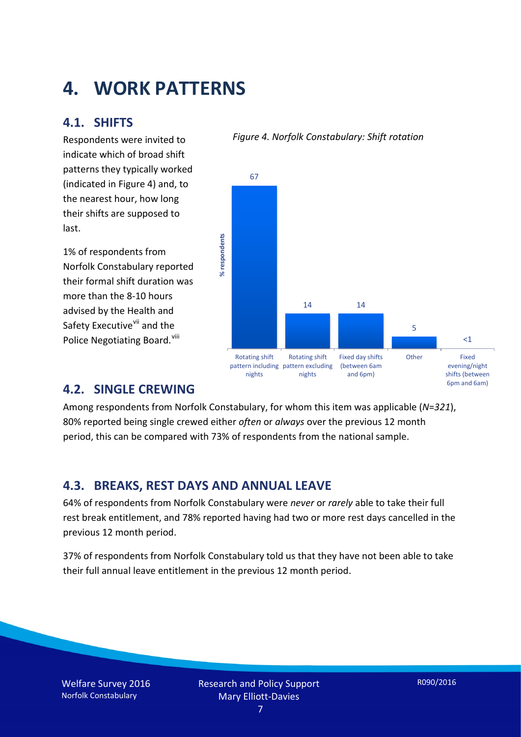# 4. WORK PATTERNS

## 4.1. SHIFTS

Respondents were invited to indicate which of broad shift patterns they typically worked (indicated in Figure 4) and, to the nearest hour, how long their shifts are supposed to last.

1% of respondents from Norfolk Constabulary reported their formal shift duration was more than the 8-10 hours advised by the Health and Safety Executive[vii] and the Police Negotiating Board.[viii]

*Figure 4. Norfolk Constabulary: Shift rotation*

| Shift pattern | % respondents |
|---|---|
| Rotating shift pattern including nights | 67 |
| Rotating shift pattern excluding nights | 14 |
| Fixed day shifts (between 6am and 6pm) | 14 |
| Other | 5 |
| Fixed evening/night shifts (between 6pm and 6am) | <1 |

## 4.2. SINGLE CREWING

Among respondents from Norfolk Constabulary, for whom this item was applicable (*N=321*), 80% reported being single crewed either *often* or *always* over the previous 12 month period, this can be compared with 73% of respondents from the national sample.

## 4.3. BREAKS, REST DAYS AND ANNUAL LEAVE

64% of respondents from Norfolk Constabulary were *never* or *rarely* able to take their full rest break entitlement, and 78% reported having had two or more rest days cancelled in the previous 12 month period.

37% of respondents from Norfolk Constabulary told us that they have not been able to take their full annual leave entitlement in the previous 12 month period.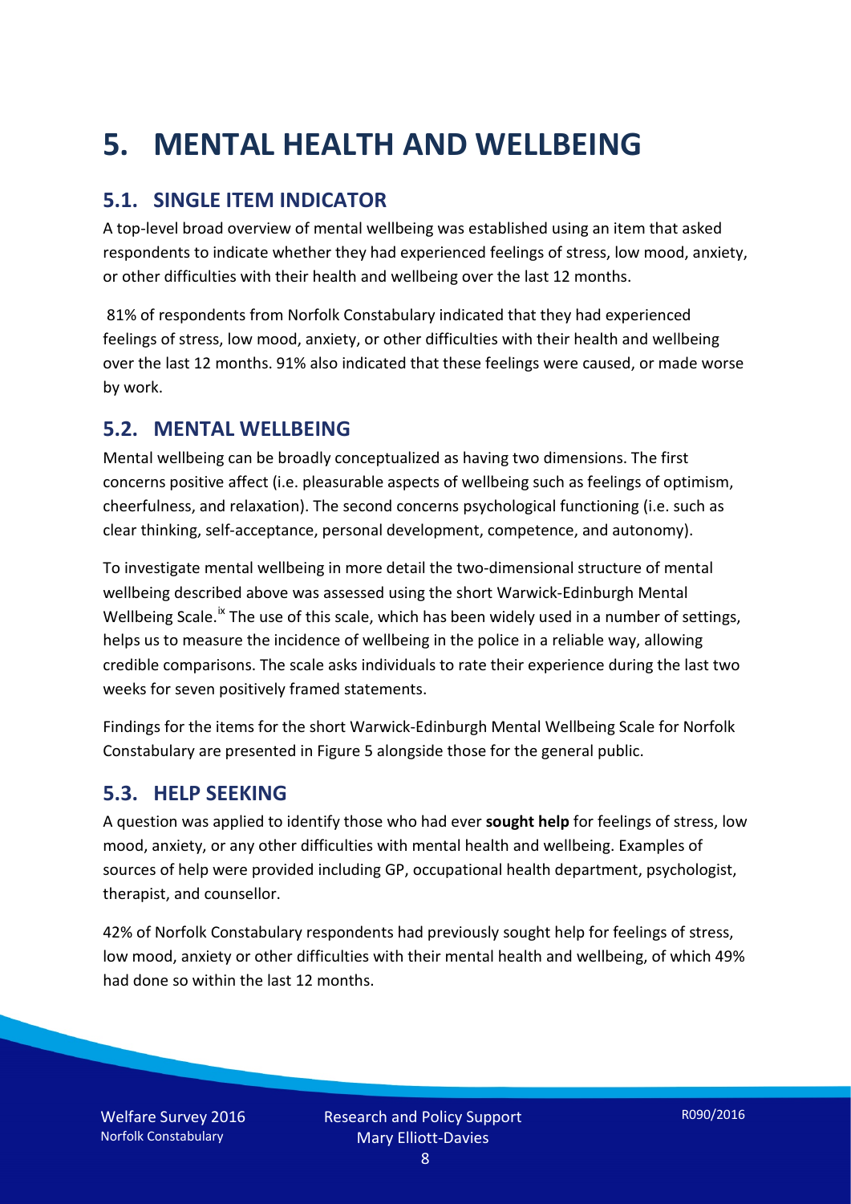# 5. MENTAL HEALTH AND WELLBEING

## 5.1. SINGLE ITEM INDICATOR

A top-level broad overview of mental wellbeing was established using an item that asked respondents to indicate whether they had experienced feelings of stress, low mood, anxiety, or other difficulties with their health and wellbeing over the last 12 months.

81% of respondents from Norfolk Constabulary indicated that they had experienced feelings of stress, low mood, anxiety, or other difficulties with their health and wellbeing over the last 12 months. 91% also indicated that these feelings were caused, or made worse by work.

## 5.2. MENTAL WELLBEING

Mental wellbeing can be broadly conceptualized as having two dimensions. The first concerns positive affect (i.e. pleasurable aspects of wellbeing such as feelings of optimism, cheerfulness, and relaxation). The second concerns psychological functioning (i.e. such as clear thinking, self-acceptance, personal development, competence, and autonomy).

To investigate mental wellbeing in more detail the two-dimensional structure of mental wellbeing described above was assessed using the short Warwick-Edinburgh Mental Wellbeing Scale.[ix] The use of this scale, which has been widely used in a number of settings, helps us to measure the incidence of wellbeing in the police in a reliable way, allowing credible comparisons. The scale asks individuals to rate their experience during the last two weeks for seven positively framed statements.

Findings for the items for the short Warwick-Edinburgh Mental Wellbeing Scale for Norfolk Constabulary are presented in Figure 5 alongside those for the general public.

## 5.3. HELP SEEKING

A question was applied to identify those who had ever **sought help** for feelings of stress, low mood, anxiety, or any other difficulties with mental health and wellbeing. Examples of sources of help were provided including GP, occupational health department, psychologist, therapist, and counsellor.

42% of Norfolk Constabulary respondents had previously sought help for feelings of stress, low mood, anxiety or other difficulties with their mental health and wellbeing, of which 49% had done so within the last 12 months.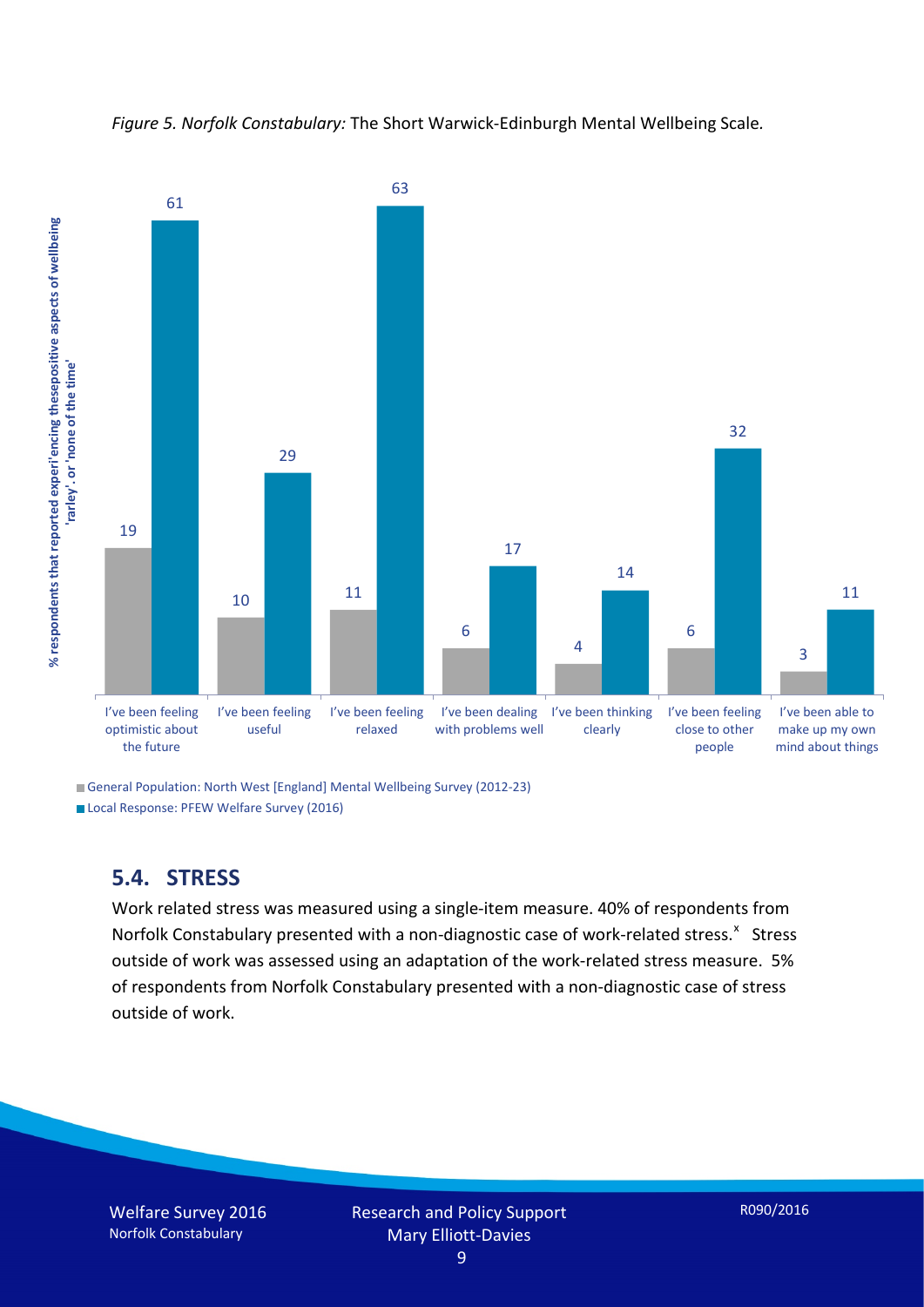*Figure 5. Norfolk Constabulary:* The Short Warwick-Edinburgh Mental Wellbeing Scale.

| | General Population: North West [England] Mental Wellbeing Survey (2012-23) | Local Response: PFEW Welfare Survey (2016) |
|---|---|---|
| I've been feeling optimistic about the future | 19 | 61 |
| I've been feeling useful | 10 | 29 |
| I've been feeling relaxed | 11 | 63 |
| I've been dealing with problems well | 6 | 17 |
| I've been thinking clearly | 4 | 14 |
| I've been feeling close to other people | 6 | 32 |
| I've been able to make up my own mind about things | 3 | 11 |

Y-axis: % respondents that reported experi'encing thesepositive aspects of wellbeing 'rarley'. or 'none of the time'

## 5.4. STRESS

Work related stress was measured using a single-item measure. 40% of respondents from Norfolk Constabulary presented with a non-diagnostic case of work-related stress.[x] Stress outside of work was assessed using an adaptation of the work-related stress measure. 5% of respondents from Norfolk Constabulary presented with a non-diagnostic case of stress outside of work.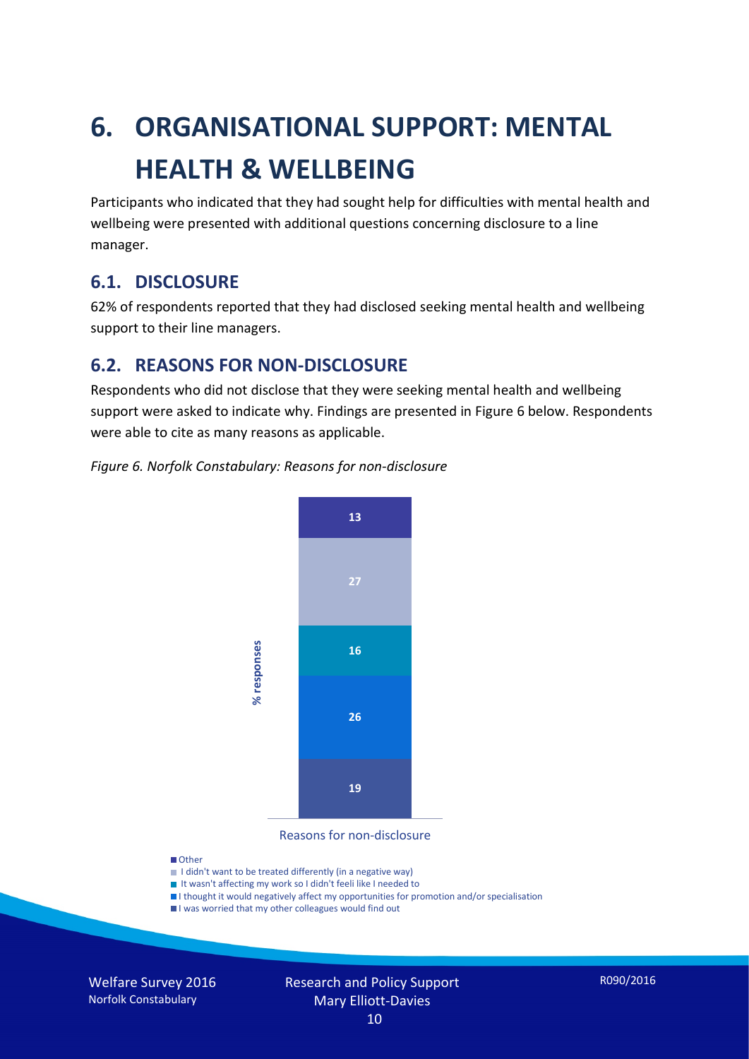# 6. ORGANISATIONAL SUPPORT: MENTAL HEALTH & WELLBEING

Participants who indicated that they had sought help for difficulties with mental health and wellbeing were presented with additional questions concerning disclosure to a line manager.

## 6.1. DISCLOSURE

62% of respondents reported that they had disclosed seeking mental health and wellbeing support to their line managers.

## 6.2. REASONS FOR NON-DISCLOSURE

Respondents who did not disclose that they were seeking mental health and wellbeing support were asked to indicate why. Findings are presented in Figure 6 below. Respondents were able to cite as many reasons as applicable.

*Figure 6. Norfolk Constabulary: Reasons for non-disclosure*

| Reasons for non-disclosure | % responses |
|---|---|
| Other | 13 |
| I didn't want to be treated differently (in a negative way) | 27 |
| It wasn't affecting my work so I didn't feeli like I needed to | 16 |
| I thought it would negatively affect my opportunities for promotion and/or specialisation | 26 |
| I was worried that my other colleagues would find out | 19 |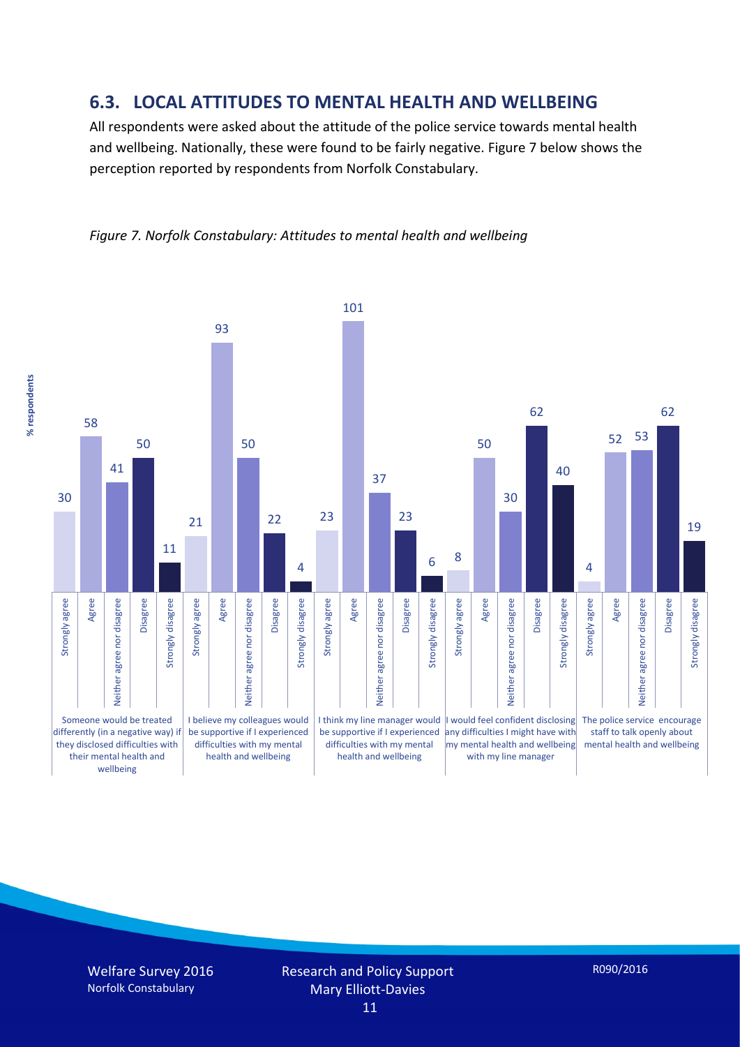## 6.3. LOCAL ATTITUDES TO MENTAL HEALTH AND WELLBEING

All respondents were asked about the attitude of the police service towards mental health and wellbeing. Nationally, these were found to be fairly negative. Figure 7 below shows the perception reported by respondents from Norfolk Constabulary.

*Figure 7. Norfolk Constabulary: Attitudes to mental health and wellbeing*

| % respondents | Strongly agree | Agree | Neither agree nor disagree | Disagree | Strongly disagree |
|---|---|---|---|---|---|
| Someone would be treated differently (in a negative way) if they disclosed difficulties with their mental health and wellbeing | 30 | 58 | 41 | 50 | 11 |
| I believe my colleagues would be supportive if I experienced difficulties with my mental health and wellbeing | 21 | 93 | 50 | 22 | 4 |
| I think my line manager would be supportive if I experienced difficulties with my mental health and wellbeing | 23 | 101 | 37 | 23 | 6 |
| I would feel confident disclosing any difficulties I might have with my mental health and wellbeing with my line manager | 8 | 50 | 30 | 62 | 40 |
| The police service encourage staff to talk openly about mental health and wellbeing | 4 | 52 | 53 | 62 | 19 |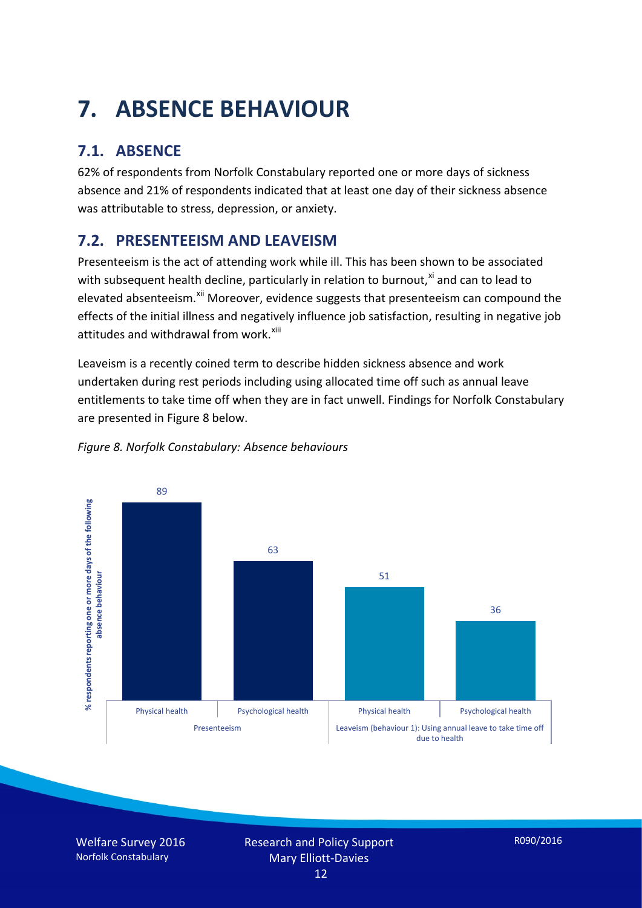# 7. ABSENCE BEHAVIOUR

## 7.1. ABSENCE

62% of respondents from Norfolk Constabulary reported one or more days of sickness absence and 21% of respondents indicated that at least one day of their sickness absence was attributable to stress, depression, or anxiety.

## 7.2. PRESENTEEISM AND LEAVEISM

Presenteeism is the act of attending work while ill. This has been shown to be associated with subsequent health decline, particularly in relation to burnout,[xi] and can to lead to elevated absenteeism.[xii] Moreover, evidence suggests that presenteeism can compound the effects of the initial illness and negatively influence job satisfaction, resulting in negative job attitudes and withdrawal from work.[xiii]

Leaveism is a recently coined term to describe hidden sickness absence and work undertaken during rest periods including using allocated time off such as annual leave entitlements to take time off when they are in fact unwell. Findings for Norfolk Constabulary are presented in Figure 8 below.

*Figure 8. Norfolk Constabulary: Absence behaviours*

| % respondents reporting one or more days of the following absence behaviour | Physical health | Psychological health |
|---|---|---|
| Presenteeism | 89 | 63 |
| Leaveism (behaviour 1): Using annual leave to take time off due to health | 51 | 36 |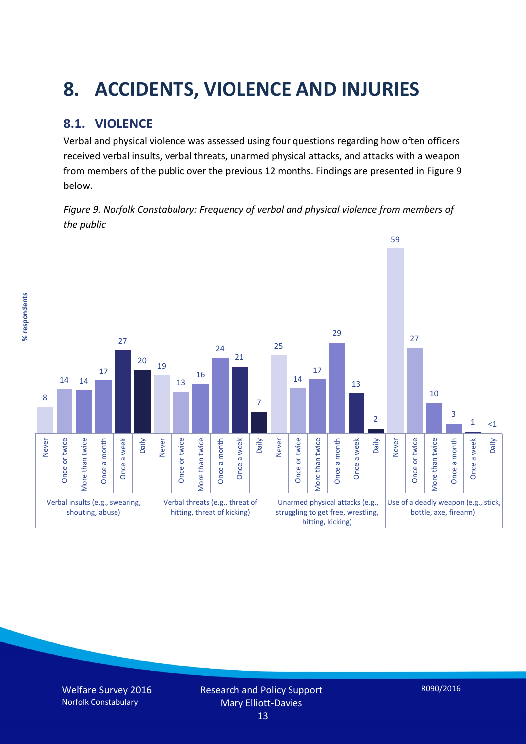# 8. ACCIDENTS, VIOLENCE AND INJURIES

## 8.1. VIOLENCE

Verbal and physical violence was assessed using four questions regarding how often officers received verbal insults, verbal threats, unarmed physical attacks, and attacks with a weapon from members of the public over the previous 12 months. Findings are presented in Figure 9 below.

*Figure 9. Norfolk Constabulary: Frequency of verbal and physical violence from members of the public*

| % respondents | Never | Once or twice | More than twice | Once a month | Once a week | Daily |
|---|---|---|---|---|---|---|
| Verbal insults (e.g., swearing, shouting, abuse) | 8 | 14 | 14 | 17 | 27 | 20 |
| Verbal threats (e.g., threat of hitting, threat of kicking) | 19 | 13 | 16 | 24 | 21 | 7 |
| Unarmed physical attacks (e.g., struggling to get free, wrestling, hitting, kicking) | 25 | 14 | 17 | 29 | 13 | 2 |
| Use of a deadly weapon (e.g., stick, bottle, axe, firearm) | 59 | 27 | 10 | 3 | 1 | <1 |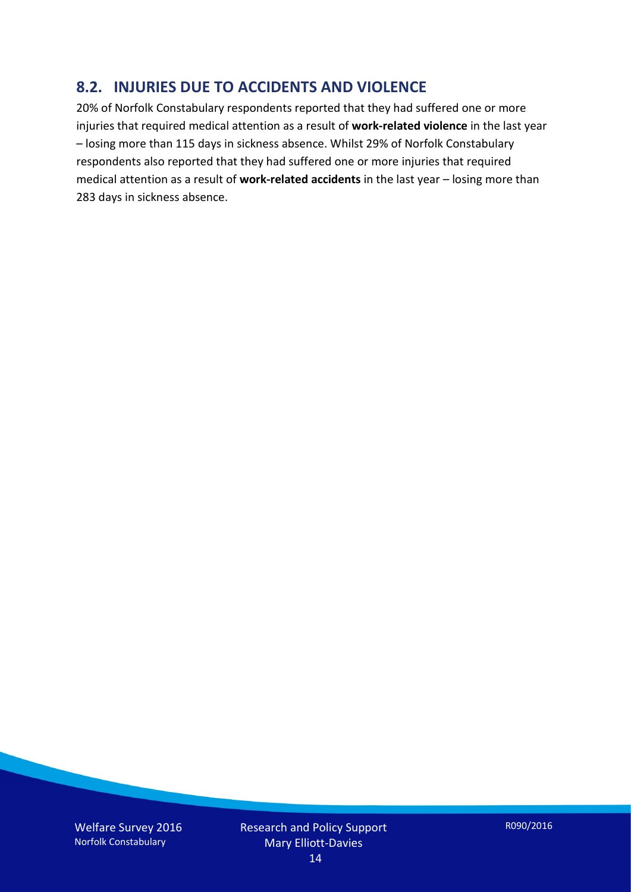## 8.2. INJURIES DUE TO ACCIDENTS AND VIOLENCE

20% of Norfolk Constabulary respondents reported that they had suffered one or more injuries that required medical attention as a result of **work-related violence** in the last year – losing more than 115 days in sickness absence. Whilst 29% of Norfolk Constabulary respondents also reported that they had suffered one or more injuries that required medical attention as a result of **work-related accidents** in the last year – losing more than 283 days in sickness absence.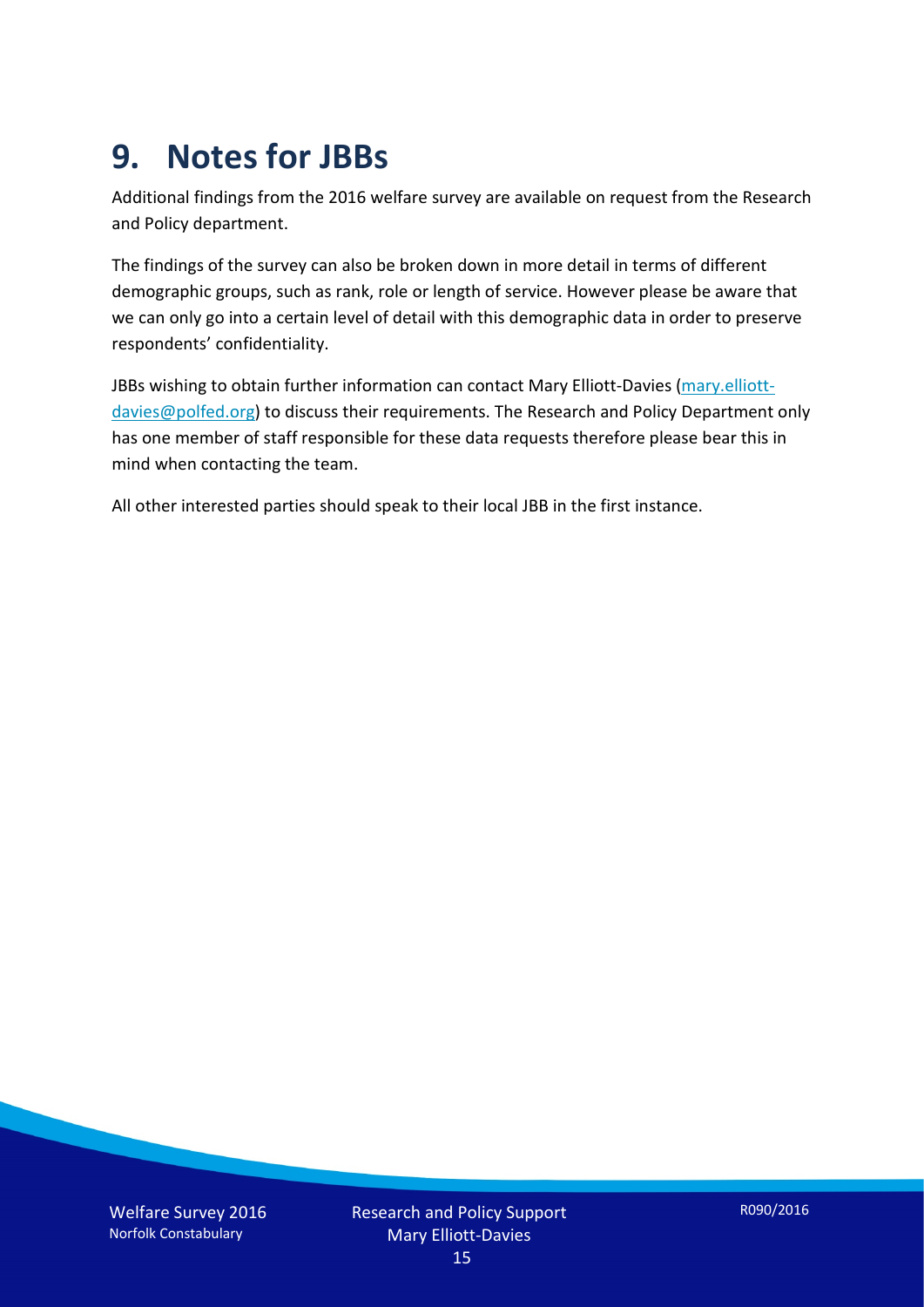# 9. Notes for JBBs

Additional findings from the 2016 welfare survey are available on request from the Research and Policy department.

The findings of the survey can also be broken down in more detail in terms of different demographic groups, such as rank, role or length of service. However please be aware that we can only go into a certain level of detail with this demographic data in order to preserve respondents' confidentiality.

JBBs wishing to obtain further information can contact Mary Elliott-Davies (mary.elliott-davies@polfed.org) to discuss their requirements. The Research and Policy Department only has one member of staff responsible for these data requests therefore please bear this in mind when contacting the team.

All other interested parties should speak to their local JBB in the first instance.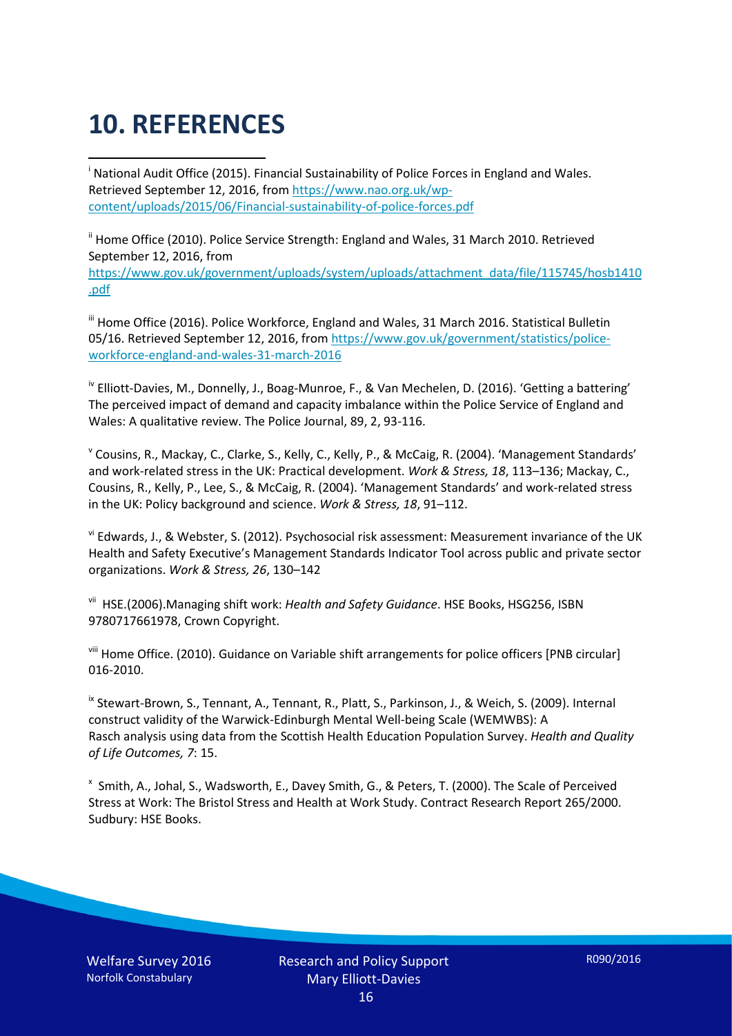# 10. REFERENCES

[i] National Audit Office (2015). Financial Sustainability of Police Forces in England and Wales. Retrieved September 12, 2016, from https://www.nao.org.uk/wp-content/uploads/2015/06/Financial-sustainability-of-police-forces.pdf

[ii] Home Office (2010). Police Service Strength: England and Wales, 31 March 2010. Retrieved September 12, 2016, from https://www.gov.uk/government/uploads/system/uploads/attachment_data/file/115745/hosb1410.pdf

[iii] Home Office (2016). Police Workforce, England and Wales, 31 March 2016. Statistical Bulletin 05/16. Retrieved September 12, 2016, from https://www.gov.uk/government/statistics/police-workforce-england-and-wales-31-march-2016

[iv] Elliott-Davies, M., Donnelly, J., Boag-Munroe, F., & Van Mechelen, D. (2016). 'Getting a battering' The perceived impact of demand and capacity imbalance within the Police Service of England and Wales: A qualitative review. The Police Journal, 89, 2, 93-116.

[v] Cousins, R., Mackay, C., Clarke, S., Kelly, C., Kelly, P., & McCaig, R. (2004). 'Management Standards' and work-related stress in the UK: Practical development. *Work & Stress, 18*, 113–136; Mackay, C., Cousins, R., Kelly, P., Lee, S., & McCaig, R. (2004). 'Management Standards' and work-related stress in the UK: Policy background and science. *Work & Stress, 18*, 91–112.

[vi] Edwards, J., & Webster, S. (2012). Psychosocial risk assessment: Measurement invariance of the UK Health and Safety Executive's Management Standards Indicator Tool across public and private sector organizations. *Work & Stress, 26*, 130–142

[vii] HSE.(2006).Managing shift work: *Health and Safety Guidance*. HSE Books, HSG256, ISBN 9780717661978, Crown Copyright.

[viii] Home Office. (2010). Guidance on Variable shift arrangements for police officers [PNB circular] 016-2010.

[ix] Stewart-Brown, S., Tennant, A., Tennant, R., Platt, S., Parkinson, J., & Weich, S. (2009). Internal construct validity of the Warwick-Edinburgh Mental Well-being Scale (WEMWBS): A Rasch analysis using data from the Scottish Health Education Population Survey. *Health and Quality of Life Outcomes, 7*: 15.

[x] Smith, A., Johal, S., Wadsworth, E., Davey Smith, G., & Peters, T. (2000). The Scale of Perceived Stress at Work: The Bristol Stress and Health at Work Study. Contract Research Report 265/2000. Sudbury: HSE Books.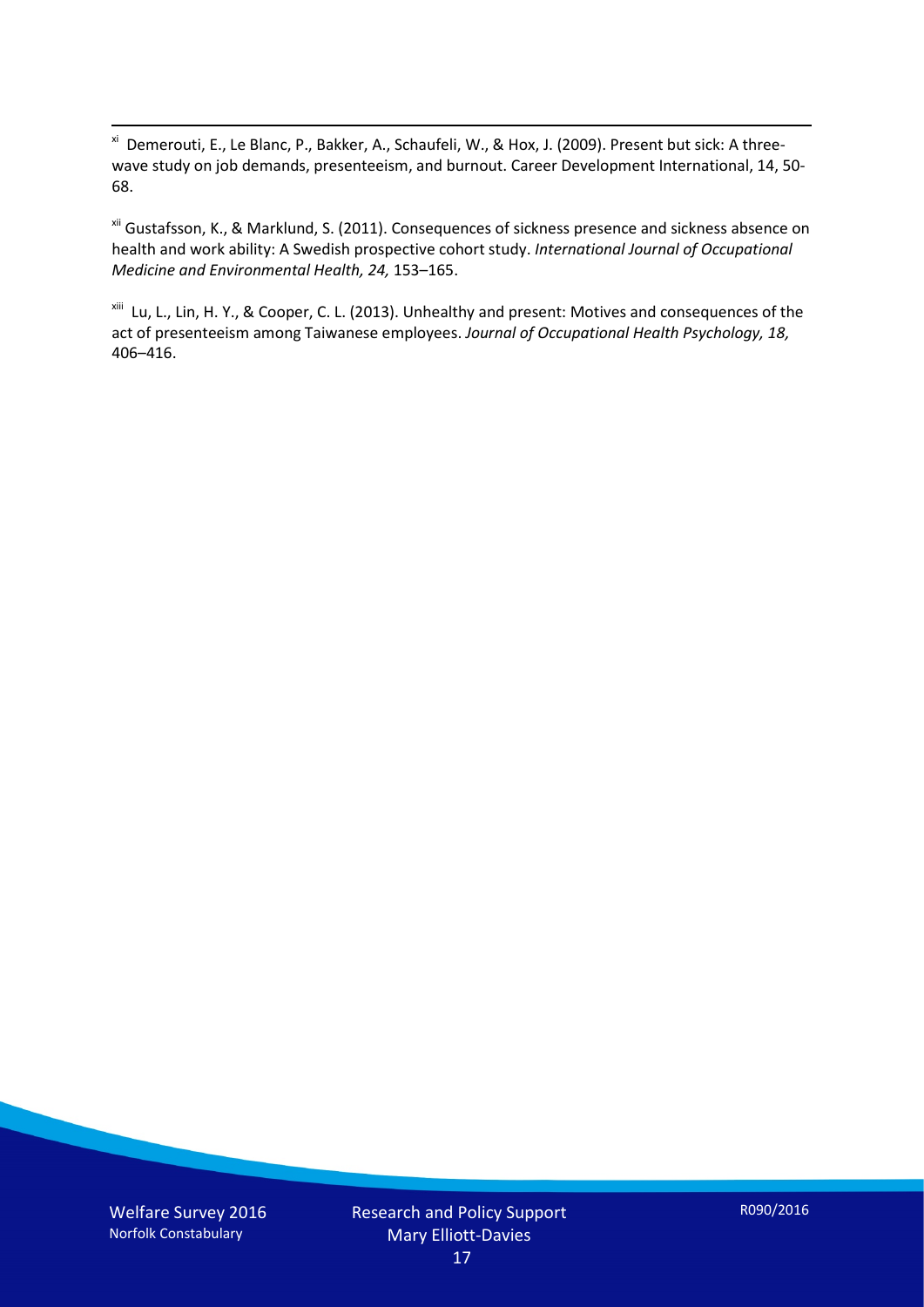[xi] Demerouti, E., Le Blanc, P., Bakker, A., Schaufeli, W., & Hox, J. (2009). Present but sick: A three-wave study on job demands, presenteeism, and burnout. Career Development International, 14, 50-68.

[xii] Gustafsson, K., & Marklund, S. (2011). Consequences of sickness presence and sickness absence on health and work ability: A Swedish prospective cohort study. *International Journal of Occupational Medicine and Environmental Health, 24,* 153–165.

[xiii] Lu, L., Lin, H. Y., & Cooper, C. L. (2013). Unhealthy and present: Motives and consequences of the act of presenteeism among Taiwanese employees. *Journal of Occupational Health Psychology, 18,* 406–416.